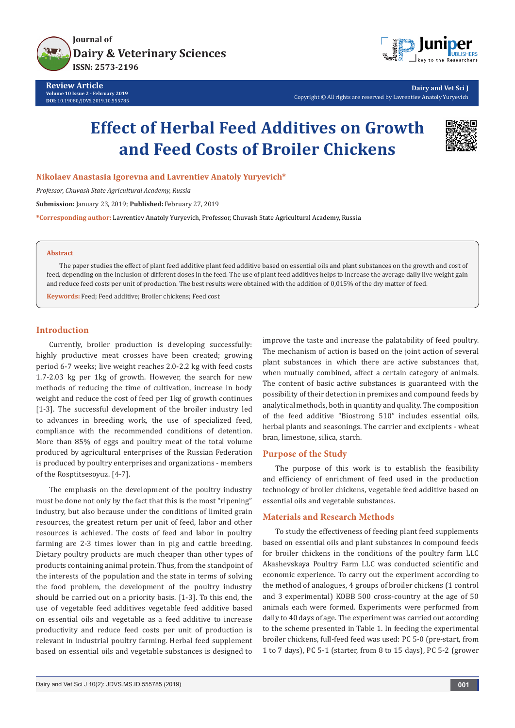# Effect of Herbal Feed Additives on Growth and Feed Costs of Broiler Chickens

**Nikolaev Anastasia Igorevna and Lavrentiev Anatoly Yuryevich***

*Professor, Chuvash State Agricultural Academy, Russia*

**Submission:** January 23, 2019; **Published:** February 27, 2019

***Corresponding author:** Lavrentiev Anatoly Yuryevich, Professor, Chuvash State Agricultural Academy, Russia

**Abstract**

The paper studies the effect of plant feed additive plant feed additive based on essential oils and plant substances on the growth and cost of feed, depending on the inclusion of different doses in the feed. The use of plant feed additives helps to increase the average daily live weight gain and reduce feed costs per unit of production. The best results were obtained with the addition of 0,015% of the dry matter of feed.

**Keywords:** Feed; Feed additive; Broiler chickens; Feed cost

## Introduction

Currently, broiler production is developing successfully: highly productive meat crosses have been created; growing period 6-7 weeks; live weight reaches 2.0-2.2 kg with feed costs 1.7-2.03 kg per 1kg of growth. However, the search for new methods of reducing the time of cultivation, increase in body weight and reduce the cost of feed per 1kg of growth continues [1-3]. The successful development of the broiler industry led to advances in breeding work, the use of specialized feed, compliance with the recommended conditions of detention. More than 85% of eggs and poultry meat of the total volume produced by agricultural enterprises of the Russian Federation is produced by poultry enterprises and organizations - members of the Rosptitsesoyuz. [4-7].

The emphasis on the development of the poultry industry must be done not only by the fact that this is the most "ripening" industry, but also because under the conditions of limited grain resources, the greatest return per unit of feed, labor and other resources is achieved. The costs of feed and labor in poultry farming are 2-3 times lower than in pig and cattle breeding. Dietary poultry products are much cheaper than other types of products containing animal protein. Thus, from the standpoint of the interests of the population and the state in terms of solving the food problem, the development of the poultry industry should be carried out on a priority basis. [1-3]. To this end, the use of vegetable feed additives vegetable feed additive based on essential oils and vegetable as a feed additive to increase productivity and reduce feed costs per unit of production is relevant in industrial poultry farming. Herbal feed supplement based on essential oils and vegetable substances is designed to improve the taste and increase the palatability of feed poultry. The mechanism of action is based on the joint action of several plant substances in which there are active substances that, when mutually combined, affect a certain category of animals. The content of basic active substances is guaranteed with the possibility of their detection in premixes and compound feeds by analytical methods, both in quantity and quality. The composition of the feed additive "Biostrong 510" includes essential oils, herbal plants and seasonings. The carrier and excipients - wheat bran, limestone, silica, starch.

## Purpose of the Study

The purpose of this work is to establish the feasibility and efficiency of enrichment of feed used in the production technology of broiler chickens, vegetable feed additive based on essential oils and vegetable substances.

## Materials and Research Methods

To study the effectiveness of feeding plant feed supplements based on essential oils and plant substances in compound feeds for broiler chickens in the conditions of the poultry farm LLC Akashevskaya Poultry Farm LLC was conducted scientific and economic experience. To carry out the experiment according to the method of analogues, 4 groups of broiler chickens (1 control and 3 experimental) KOBB 500 cross-country at the age of 50 animals each were formed. Experiments were performed from daily to 40 days of age. The experiment was carried out according to the scheme presented in Table 1. In feeding the experimental broiler chickens, full-feed feed was used: PC 5-0 (pre-start, from 1 to 7 days), PC 5-1 (starter, from 8 to 15 days), PC 5-2 (grower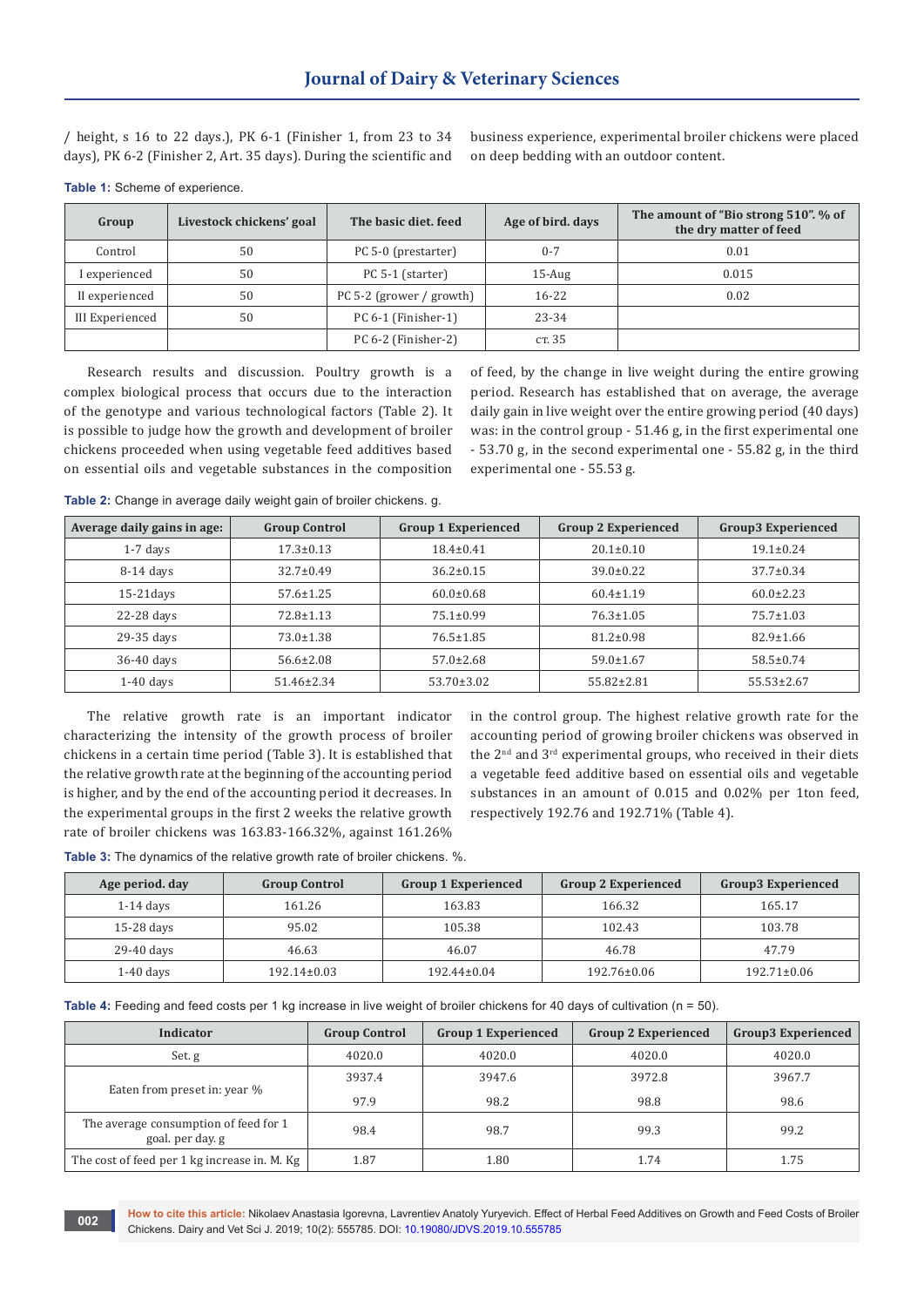/ height, s 16 to 22 days.), PK 6-1 (Finisher 1, from 23 to 34 days), PK 6-2 (Finisher 2, Art. 35 days). During the scientific and business experience, experimental broiler chickens were placed on deep bedding with an outdoor content.

**Table 1:** Scheme of experience.

| Group | Livestock chickens' goal | The basic diet. feed | Age of bird. days | The amount of "Bio strong 510". % of the dry matter of feed |
|---|---|---|---|---|
| Control | 50 | PC 5-0 (prestarter) | 0-7 | 0.01 |
| I experienced | 50 | PC 5-1 (starter) | 15-Aug | 0.015 |
| II experienced | 50 | PC 5-2 (grower / growth) | 16-22 | 0.02 |
| III Experienced | 50 | PC 6-1 (Finisher-1) | 23-34 | |
| | | PC 6-2 (Finisher-2) | ст. 35 | |

Research results and discussion. Poultry growth is a complex biological process that occurs due to the interaction of the genotype and various technological factors (Table 2). It is possible to judge how the growth and development of broiler chickens proceeded when using vegetable feed additives based on essential oils and vegetable substances in the composition of feed, by the change in live weight during the entire growing period. Research has established that on average, the average daily gain in live weight over the entire growing period (40 days) was: in the control group - 51.46 g, in the first experimental one - 53.70 g, in the second experimental one - 55.82 g, in the third experimental one - 55.53 g.

**Table 2:** Change in average daily weight gain of broiler chickens. g.

| Average daily gains in age: | Group Control | Group 1 Experienced | Group 2 Experienced | Group3 Experienced |
|---|---|---|---|---|
| 1-7 days | 17.3±0.13 | 18.4±0.41 | 20.1±0.10 | 19.1±0.24 |
| 8-14 days | 32.7±0.49 | 36.2±0.15 | 39.0±0.22 | 37.7±0.34 |
| 15-21days | 57.6±1.25 | 60.0±0.68 | 60.4±1.19 | 60.0±2.23 |
| 22-28 days | 72.8±1.13 | 75.1±0.99 | 76.3±1.05 | 75.7±1.03 |
| 29-35 days | 73.0±1.38 | 76.5±1.85 | 81.2±0.98 | 82.9±1.66 |
| 36-40 days | 56.6±2.08 | 57.0±2.68 | 59.0±1.67 | 58.5±0.74 |
| 1-40 days | 51.46±2.34 | 53.70±3.02 | 55.82±2.81 | 55.53±2.67 |

The relative growth rate is an important indicator characterizing the intensity of the growth process of broiler chickens in a certain time period (Table 3). It is established that the relative growth rate at the beginning of the accounting period is higher, and by the end of the accounting period it decreases. In the experimental groups in the first 2 weeks the relative growth rate of broiler chickens was 163.83-166.32%, against 161.26% in the control group. The highest relative growth rate for the accounting period of growing broiler chickens was observed in the 2nd and 3rd experimental groups, who received in their diets a vegetable feed additive based on essential oils and vegetable substances in an amount of 0.015 and 0.02% per 1ton feed, respectively 192.76 and 192.71% (Table 4).

**Table 3:** The dynamics of the relative growth rate of broiler chickens. %.

| Age period. day | Group Control | Group 1 Experienced | Group 2 Experienced | Group3 Experienced |
|---|---|---|---|---|
| 1-14 days | 161.26 | 163.83 | 166.32 | 165.17 |
| 15-28 days | 95.02 | 105.38 | 102.43 | 103.78 |
| 29-40 days | 46.63 | 46.07 | 46.78 | 47.79 |
| 1-40 days | 192.14±0.03 | 192.44±0.04 | 192.76±0.06 | 192.71±0.06 |

**Table 4:** Feeding and feed costs per 1 kg increase in live weight of broiler chickens for 40 days of cultivation (n = 50).

| Indicator | Group Control | Group 1 Experienced | Group 2 Experienced | Group3 Experienced |
|---|---|---|---|---|
| Set. g | 4020.0 | 4020.0 | 4020.0 | 4020.0 |
| Eaten from preset in: year % | 3937.4 | 3947.6 | 3972.8 | 3967.7 |
| | 97.9 | 98.2 | 98.8 | 98.6 |
| The average consumption of feed for 1 goal. per day. g | 98.4 | 98.7 | 99.3 | 99.2 |
| The cost of feed per 1 kg increase in. M. Kg | 1.87 | 1.80 | 1.74 | 1.75 |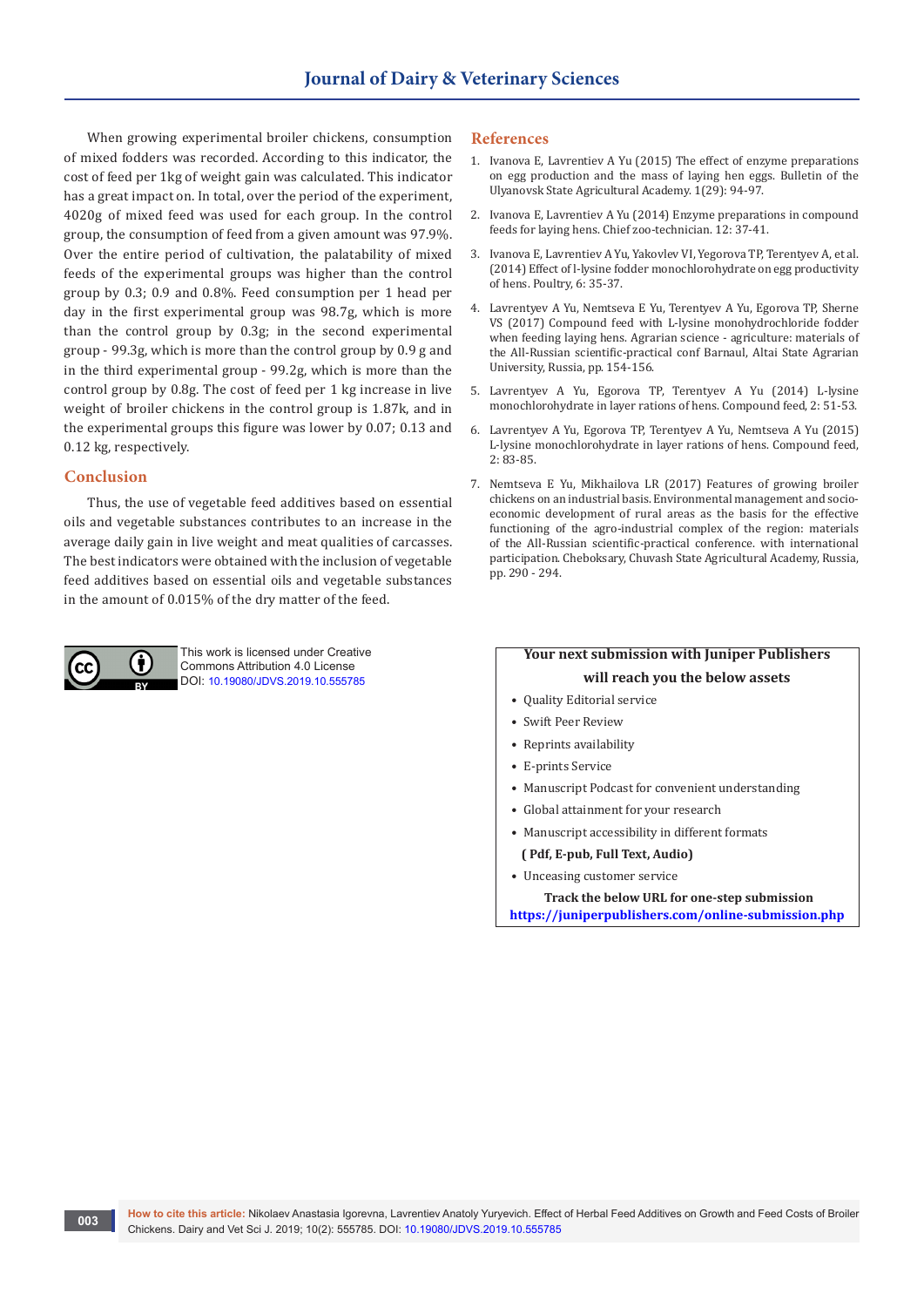When growing experimental broiler chickens, consumption of mixed fodders was recorded. According to this indicator, the cost of feed per 1kg of weight gain was calculated. This indicator has a great impact on. In total, over the period of the experiment, 4020g of mixed feed was used for each group. In the control group, the consumption of feed from a given amount was 97.9%. Over the entire period of cultivation, the palatability of mixed feeds of the experimental groups was higher than the control group by 0.3; 0.9 and 0.8%. Feed consumption per 1 head per day in the first experimental group was 98.7g, which is more than the control group by 0.3g; in the second experimental group - 99.3g, which is more than the control group by 0.9 g and in the third experimental group - 99.2g, which is more than the control group by 0.8g. The cost of feed per 1 kg increase in live weight of broiler chickens in the control group is 1.87k, and in the experimental groups this figure was lower by 0.07; 0.13 and 0.12 kg, respectively.

## Conclusion

Thus, the use of vegetable feed additives based on essential oils and vegetable substances contributes to an increase in the average daily gain in live weight and meat qualities of carcasses. The best indicators were obtained with the inclusion of vegetable feed additives based on essential oils and vegetable substances in the amount of 0.015% of the dry matter of the feed.

## References

1. Ivanova E, Lavrentiev A Yu (2015) The effect of enzyme preparations on egg production and the mass of laying hen eggs. Bulletin of the Ulyanovsk State Agricultural Academy. 1(29): 94-97.
2. Ivanova E, Lavrentiev A Yu (2014) Enzyme preparations in compound feeds for laying hens. Chief zoo-technician. 12: 37-41.
3. Ivanova E, Lavrentiev A Yu, Yakovlev VI, Yegorova TP, Terentyev A, et al. (2014) Effect of l-lysine fodder monochlorohydrate on egg productivity of hens. Poultry, 6: 35-37.
4. Lavrentyev A Yu, Nemtseva E Yu, Terentyev A Yu, Egorova TP, Sherne VS (2017) Compound feed with L-lysine monohydrochloride fodder when feeding laying hens. Agrarian science - agriculture: materials of the All-Russian scientific-practical conf Barnaul, Altai State Agrarian University, Russia, pp. 154-156.
5. Lavrentyev A Yu, Egorova TP, Terentyev A Yu (2014) L-lysine monochlorohydrate in layer rations of hens. Compound feed, 2: 51-53.
6. Lavrentyev A Yu, Egorova TP, Terentyev A Yu, Nemtseva A Yu (2015) L-lysine monochlorohydrate in layer rations of hens. Compound feed, 2: 83-85.
7. Nemtseva E Yu, Mikhailova LR (2017) Features of growing broiler chickens on an industrial basis. Environmental management and socio-economic development of rural areas as the basis for the effective functioning of the agro-industrial complex of the region: materials of the All-Russian scientific-practical conference. with international participation. Cheboksary, Chuvash State Agricultural Academy, Russia, pp. 290 - 294.

This work is licensed under Creative Commons Attribution 4.0 License
DOI: 10.19080/JDVS.2019.10.555785

**Your next submission with Juniper Publishers will reach you the below assets**

- Quality Editorial service
- Swift Peer Review
- Reprints availability
- E-prints Service
- Manuscript Podcast for convenient understanding
- Global attainment for your research
- Manuscript accessibility in different formats

**( Pdf, E-pub, Full Text, Audio)**

- Unceasing customer service

**Track the below URL for one-step submission**
**https://juniperpublishers.com/online-submission.php**

**How to cite this article:** Nikolaev Anastasia Igorevna, Lavrentiev Anatoly Yuryevich. Effect of Herbal Feed Additives on Growth and Feed Costs of Broiler Chickens. Dairy and Vet Sci J. 2019; 10(2): 555785. DOI: 10.19080/JDVS.2019.10.555785